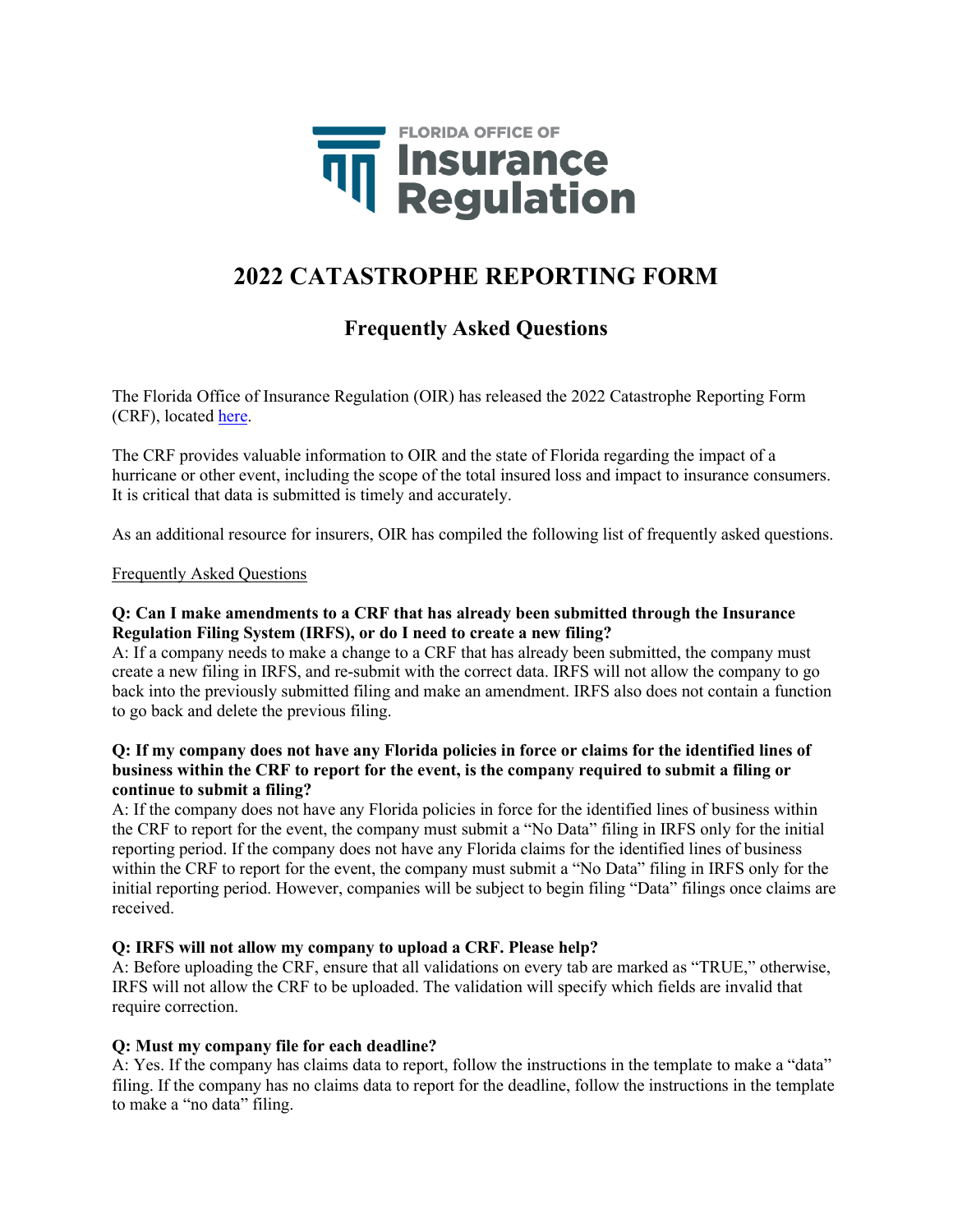FLORIDA OFFICE OF
Insurance
Regulation

# 2022 CATASTROPHE REPORTING FORM

## Frequently Asked Questions

The Florida Office of Insurance Regulation (OIR) has released the 2022 Catastrophe Reporting Form (CRF), located here.

The CRF provides valuable information to OIR and the state of Florida regarding the impact of a hurricane or other event, including the scope of the total insured loss and impact to insurance consumers. It is critical that data is submitted is timely and accurately.

As an additional resource for insurers, OIR has compiled the following list of frequently asked questions.

Frequently Asked Questions

**Q: Can I make amendments to a CRF that has already been submitted through the Insurance Regulation Filing System (IRFS), or do I need to create a new filing?**
A: If a company needs to make a change to a CRF that has already been submitted, the company must create a new filing in IRFS, and re-submit with the correct data. IRFS will not allow the company to go back into the previously submitted filing and make an amendment. IRFS also does not contain a function to go back and delete the previous filing.

**Q: If my company does not have any Florida policies in force or claims for the identified lines of business within the CRF to report for the event, is the company required to submit a filing or continue to submit a filing?**
A: If the company does not have any Florida policies in force for the identified lines of business within the CRF to report for the event, the company must submit a "No Data" filing in IRFS only for the initial reporting period. If the company does not have any Florida claims for the identified lines of business within the CRF to report for the event, the company must submit a "No Data" filing in IRFS only for the initial reporting period. However, companies will be subject to begin filing "Data" filings once claims are received.

**Q: IRFS will not allow my company to upload a CRF. Please help?**
A: Before uploading the CRF, ensure that all validations on every tab are marked as "TRUE," otherwise, IRFS will not allow the CRF to be uploaded. The validation will specify which fields are invalid that require correction.

**Q: Must my company file for each deadline?**
A: Yes. If the company has claims data to report, follow the instructions in the template to make a "data" filing. If the company has no claims data to report for the deadline, follow the instructions in the template to make a "no data" filing.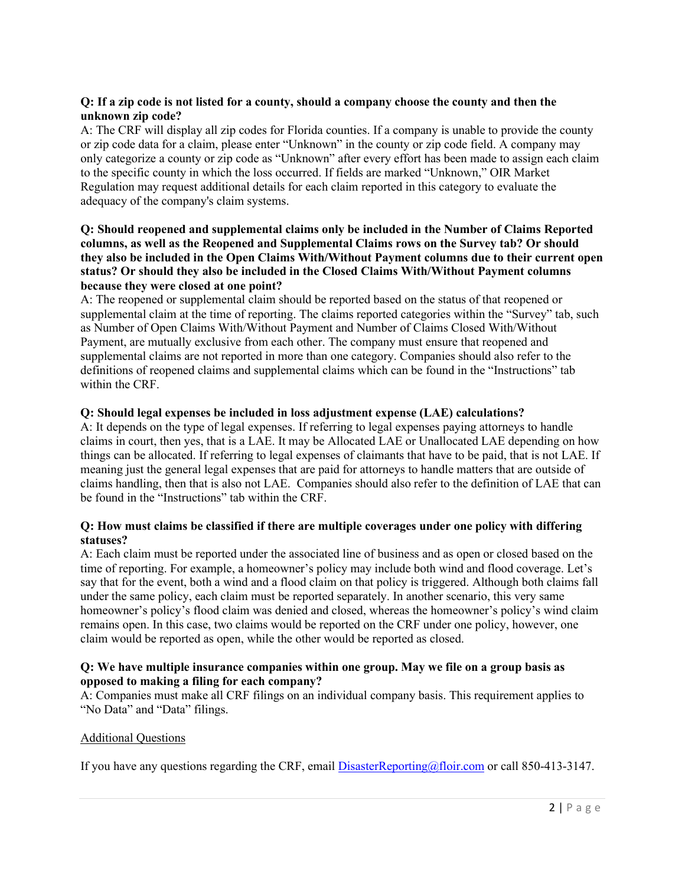**Q: If a zip code is not listed for a county, should a company choose the county and then the unknown zip code?**

A: The CRF will display all zip codes for Florida counties. If a company is unable to provide the county or zip code data for a claim, please enter "Unknown" in the county or zip code field. A company may only categorize a county or zip code as "Unknown" after every effort has been made to assign each claim to the specific county in which the loss occurred. If fields are marked "Unknown," OIR Market Regulation may request additional details for each claim reported in this category to evaluate the adequacy of the company's claim systems.

**Q: Should reopened and supplemental claims only be included in the Number of Claims Reported columns, as well as the Reopened and Supplemental Claims rows on the Survey tab? Or should they also be included in the Open Claims With/Without Payment columns due to their current open status? Or should they also be included in the Closed Claims With/Without Payment columns because they were closed at one point?**

A: The reopened or supplemental claim should be reported based on the status of that reopened or supplemental claim at the time of reporting. The claims reported categories within the "Survey" tab, such as Number of Open Claims With/Without Payment and Number of Claims Closed With/Without Payment, are mutually exclusive from each other. The company must ensure that reopened and supplemental claims are not reported in more than one category. Companies should also refer to the definitions of reopened claims and supplemental claims which can be found in the "Instructions" tab within the CRF.

**Q: Should legal expenses be included in loss adjustment expense (LAE) calculations?**

A: It depends on the type of legal expenses. If referring to legal expenses paying attorneys to handle claims in court, then yes, that is a LAE. It may be Allocated LAE or Unallocated LAE depending on how things can be allocated. If referring to legal expenses of claimants that have to be paid, that is not LAE. If meaning just the general legal expenses that are paid for attorneys to handle matters that are outside of claims handling, then that is also not LAE. Companies should also refer to the definition of LAE that can be found in the "Instructions" tab within the CRF.

**Q: How must claims be classified if there are multiple coverages under one policy with differing statuses?**

A: Each claim must be reported under the associated line of business and as open or closed based on the time of reporting. For example, a homeowner's policy may include both wind and flood coverage. Let's say that for the event, both a wind and a flood claim on that policy is triggered. Although both claims fall under the same policy, each claim must be reported separately. In another scenario, this very same homeowner's policy's flood claim was denied and closed, whereas the homeowner's policy's wind claim remains open. In this case, two claims would be reported on the CRF under one policy, however, one claim would be reported as open, while the other would be reported as closed.

**Q: We have multiple insurance companies within one group. May we file on a group basis as opposed to making a filing for each company?**

A: Companies must make all CRF filings on an individual company basis. This requirement applies to "No Data" and "Data" filings.

Additional Questions

If you have any questions regarding the CRF, email DisasterReporting@floir.com or call 850-413-3147.